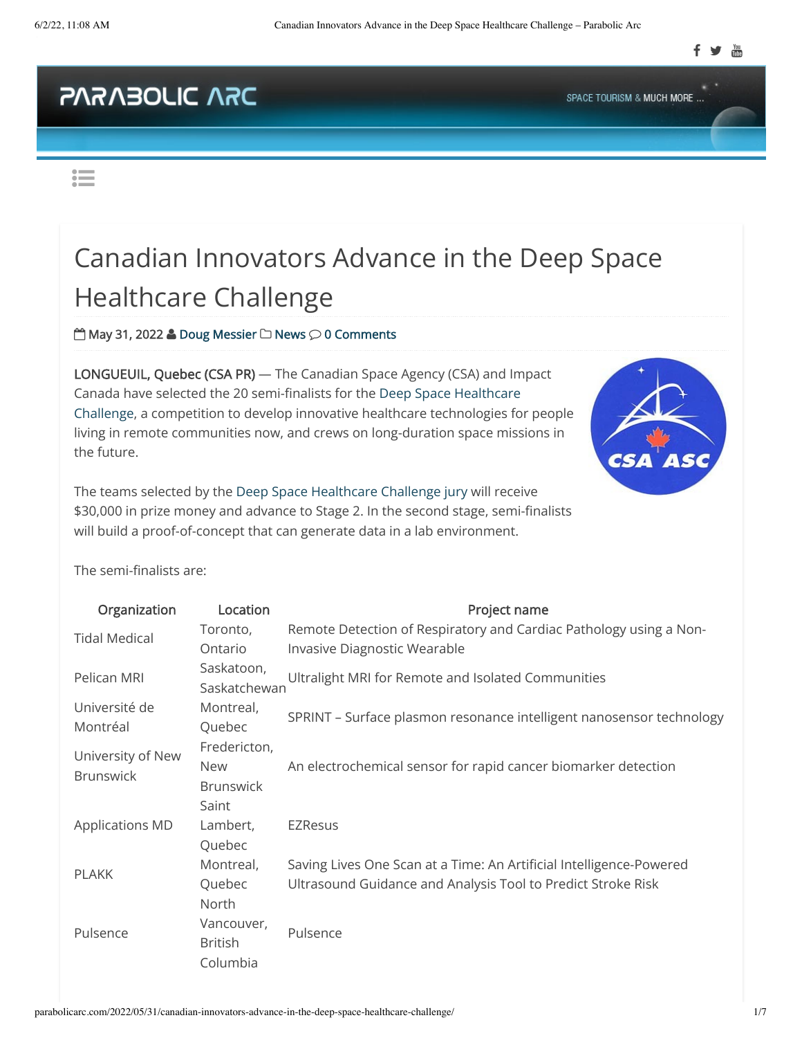# Canadian Innovators Advance in the Deep Space Healthcare Challenge

May 31, 2022 Doug Messier News 0 Comments

**LONGUEUIL, Quebec (CSA PR)** — The Canadian Space Agency (CSA) and Impact Canada have selected the 20 semi-finalists for the Deep Space Healthcare Challenge, a competition to develop innovative healthcare technologies for people living in remote communities now, and crews on long-duration space missions in the future.

The teams selected by the Deep Space Healthcare Challenge jury will receive $30,000 in prize money and advance to Stage 2. In the second stage, semi-finalists will build a proof-of-concept that can generate data in a lab environment.

The semi-finalists are:

| Organization | Location | Project name |
| --- | --- | --- |
| Tidal Medical | Toronto, Ontario | Remote Detection of Respiratory and Cardiac Pathology using a Non-Invasive Diagnostic Wearable |
| Pelican MRI | Saskatoon, Saskatchewan | Ultralight MRI for Remote and Isolated Communities |
| Université de Montréal | Montreal, Quebec | SPRINT – Surface plasmon resonance intelligent nanosensor technology |
| University of New Brunswick | Fredericton, New Brunswick | An electrochemical sensor for rapid cancer biomarker detection |
| Applications MD | Saint Lambert, Quebec | EZResus |
| PLAKK | Montreal, Quebec | Saving Lives One Scan at a Time: An Artificial Intelligence-Powered Ultrasound Guidance and Analysis Tool to Predict Stroke Risk |
| Pulsence | North Vancouver, British Columbia | Pulsence |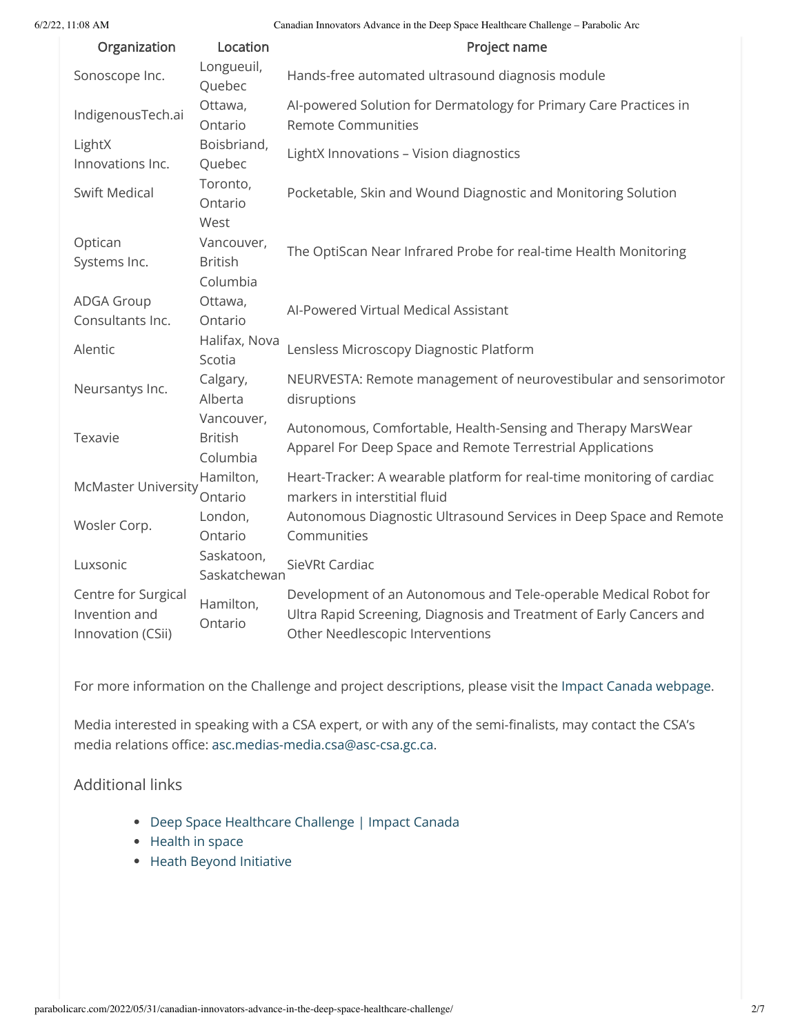| Organization | Location | Project name |
| --- | --- | --- |
| Sonoscope Inc. | Longueuil, Quebec | Hands-free automated ultrasound diagnosis module |
| IndigenousTech.ai | Ottawa, Ontario | AI-powered Solution for Dermatology for Primary Care Practices in Remote Communities |
| LightX Innovations Inc. | Boisbriand, Quebec | LightX Innovations – Vision diagnostics |
| Swift Medical | Toronto, Ontario | Pocketable, Skin and Wound Diagnostic and Monitoring Solution |
| Optican Systems Inc. | West Vancouver, British Columbia | The OptiScan Near Infrared Probe for real-time Health Monitoring |
| ADGA Group Consultants Inc. | Ottawa, Ontario | AI-Powered Virtual Medical Assistant |
| Alentic | Halifax, Nova Scotia | Lensless Microscopy Diagnostic Platform |
| Neursantys Inc. | Calgary, Alberta | NEURVESTA: Remote management of neurovestibular and sensorimotor disruptions |
| Texavie | Vancouver, British Columbia | Autonomous, Comfortable, Health-Sensing and Therapy MarsWear Apparel For Deep Space and Remote Terrestrial Applications |
| McMaster University | Hamilton, Ontario | Heart-Tracker: A wearable platform for real-time monitoring of cardiac markers in interstitial fluid |
| Wosler Corp. | London, Ontario | Autonomous Diagnostic Ultrasound Services in Deep Space and Remote Communities |
| Luxsonic | Saskatoon, Saskatchewan | SieVRt Cardiac |
| Centre for Surgical Invention and Innovation (CSii) | Hamilton, Ontario | Development of an Autonomous and Tele-operable Medical Robot for Ultra Rapid Screening, Diagnosis and Treatment of Early Cancers and Other Needlescopic Interventions |

For more information on the Challenge and project descriptions, please visit the Impact Canada webpage.

Media interested in speaking with a CSA expert, or with any of the semi-finalists, may contact the CSA's media relations office: asc.medias-media.csa@asc-csa.gc.ca.

## Additional links

- Deep Space Healthcare Challenge | Impact Canada
- Health in space
- Heath Beyond Initiative